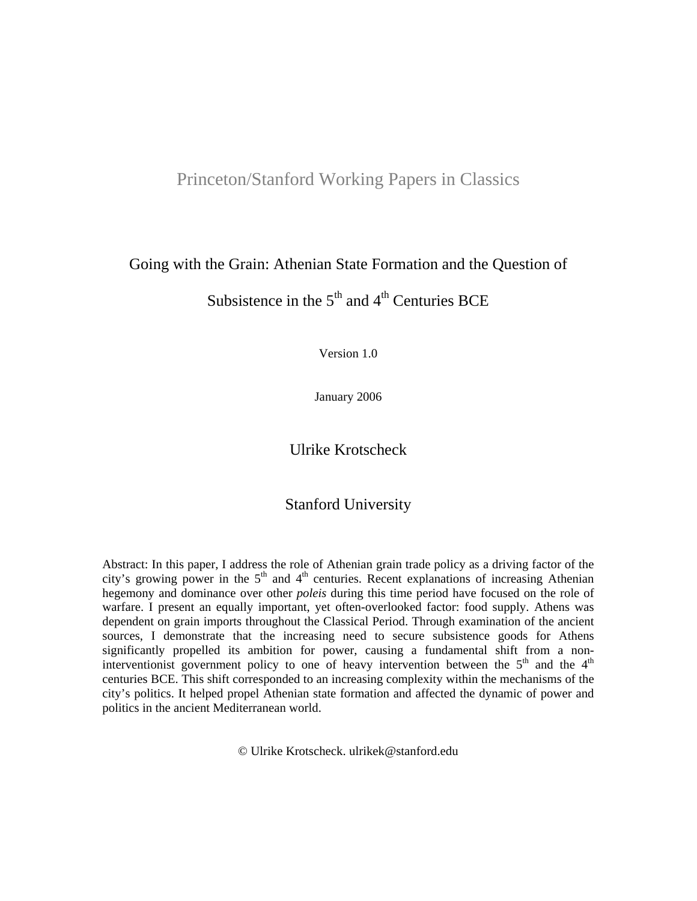Princeton/Stanford Working Papers in Classics

# Going with the Grain: Athenian State Formation and the Question of Subsistence in the 5th and 4th Centuries BCE

Version 1.0

January 2006

Ulrike Krotscheck

Stanford University

Abstract: In this paper, I address the role of Athenian grain trade policy as a driving factor of the city's growing power in the 5th and 4th centuries. Recent explanations of increasing Athenian hegemony and dominance over other *poleis* during this time period have focused on the role of warfare. I present an equally important, yet often-overlooked factor: food supply. Athens was dependent on grain imports throughout the Classical Period. Through examination of the ancient sources, I demonstrate that the increasing need to secure subsistence goods for Athens significantly propelled its ambition for power, causing a fundamental shift from a non-interventionist government policy to one of heavy intervention between the 5th and the 4th centuries BCE. This shift corresponded to an increasing complexity within the mechanisms of the city's politics. It helped propel Athenian state formation and affected the dynamic of power and politics in the ancient Mediterranean world.

© Ulrike Krotscheck. ulrikek@stanford.edu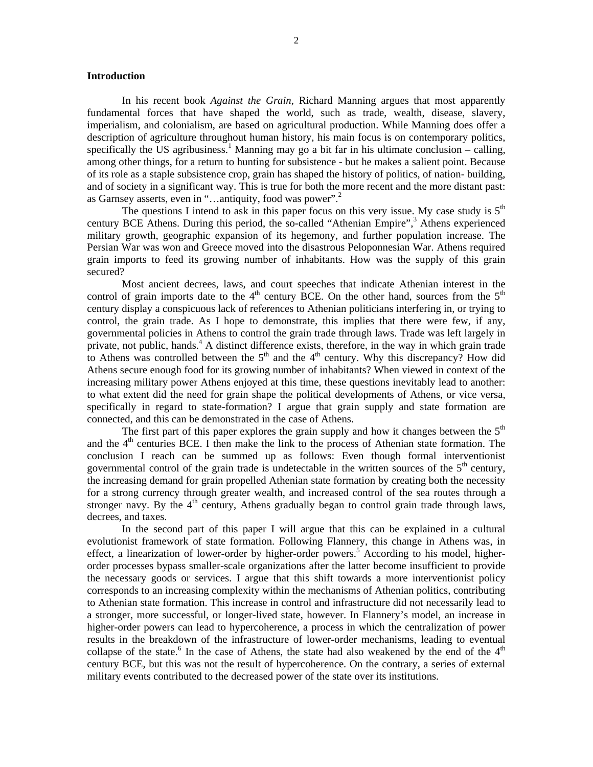## Introduction

In his recent book *Against the Grain*, Richard Manning argues that most apparently fundamental forces that have shaped the world, such as trade, wealth, disease, slavery, imperialism, and colonialism, are based on agricultural production. While Manning does offer a description of agriculture throughout human history, his main focus is on contemporary politics, specifically the US agribusiness.[1] Manning may go a bit far in his ultimate conclusion – calling, among other things, for a return to hunting for subsistence - but he makes a salient point. Because of its role as a staple subsistence crop, grain has shaped the history of politics, of nation- building, and of society in a significant way. This is true for both the more recent and the more distant past: as Garnsey asserts, even in "…antiquity, food was power".[2]

The questions I intend to ask in this paper focus on this very issue. My case study is 5th century BCE Athens. During this period, the so-called "Athenian Empire",[3] Athens experienced military growth, geographic expansion of its hegemony, and further population increase. The Persian War was won and Greece moved into the disastrous Peloponnesian War. Athens required grain imports to feed its growing number of inhabitants. How was the supply of this grain secured?

Most ancient decrees, laws, and court speeches that indicate Athenian interest in the control of grain imports date to the 4th century BCE. On the other hand, sources from the 5th century display a conspicuous lack of references to Athenian politicians interfering in, or trying to control, the grain trade. As I hope to demonstrate, this implies that there were few, if any, governmental policies in Athens to control the grain trade through laws. Trade was left largely in private, not public, hands.[4] A distinct difference exists, therefore, in the way in which grain trade to Athens was controlled between the 5th and the 4th century. Why this discrepancy? How did Athens secure enough food for its growing number of inhabitants? When viewed in context of the increasing military power Athens enjoyed at this time, these questions inevitably lead to another: to what extent did the need for grain shape the political developments of Athens, or vice versa, specifically in regard to state-formation? I argue that grain supply and state formation are connected, and this can be demonstrated in the case of Athens.

The first part of this paper explores the grain supply and how it changes between the 5th and the 4th centuries BCE. I then make the link to the process of Athenian state formation. The conclusion I reach can be summed up as follows: Even though formal interventionist governmental control of the grain trade is undetectable in the written sources of the 5th century, the increasing demand for grain propelled Athenian state formation by creating both the necessity for a strong currency through greater wealth, and increased control of the sea routes through a stronger navy. By the 4th century, Athens gradually began to control grain trade through laws, decrees, and taxes.

In the second part of this paper I will argue that this can be explained in a cultural evolutionist framework of state formation. Following Flannery, this change in Athens was, in effect, a linearization of lower-order by higher-order powers.[5] According to his model, higher-order processes bypass smaller-scale organizations after the latter become insufficient to provide the necessary goods or services. I argue that this shift towards a more interventionist policy corresponds to an increasing complexity within the mechanisms of Athenian politics, contributing to Athenian state formation. This increase in control and infrastructure did not necessarily lead to a stronger, more successful, or longer-lived state, however. In Flannery's model, an increase in higher-order powers can lead to hypercoherence, a process in which the centralization of power results in the breakdown of the infrastructure of lower-order mechanisms, leading to eventual collapse of the state.[6] In the case of Athens, the state had also weakened by the end of the 4th century BCE, but this was not the result of hypercoherence. On the contrary, a series of external military events contributed to the decreased power of the state over its institutions.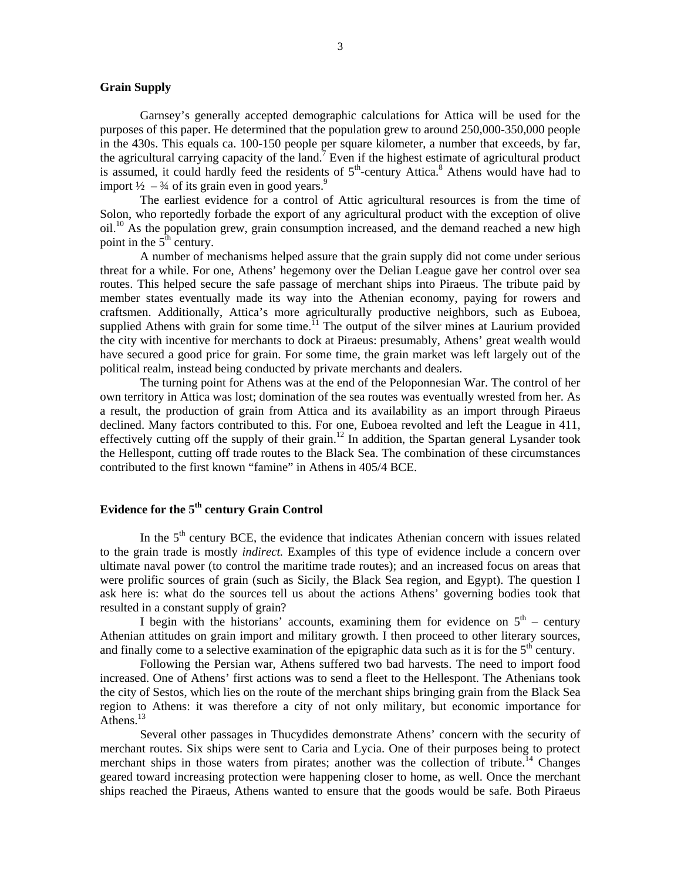## Grain Supply

Garnsey's generally accepted demographic calculations for Attica will be used for the purposes of this paper. He determined that the population grew to around 250,000-350,000 people in the 430s. This equals ca. 100-150 people per square kilometer, a number that exceeds, by far, the agricultural carrying capacity of the land.[7] Even if the highest estimate of agricultural product is assumed, it could hardly feed the residents of 5th-century Attica.[8] Athens would have had to import ½ – ¾ of its grain even in good years.[9]

The earliest evidence for a control of Attic agricultural resources is from the time of Solon, who reportedly forbade the export of any agricultural product with the exception of olive oil.[10] As the population grew, grain consumption increased, and the demand reached a new high point in the 5th century.

A number of mechanisms helped assure that the grain supply did not come under serious threat for a while. For one, Athens' hegemony over the Delian League gave her control over sea routes. This helped secure the safe passage of merchant ships into Piraeus. The tribute paid by member states eventually made its way into the Athenian economy, paying for rowers and craftsmen. Additionally, Attica's more agriculturally productive neighbors, such as Euboea, supplied Athens with grain for some time.[11] The output of the silver mines at Laurium provided the city with incentive for merchants to dock at Piraeus: presumably, Athens' great wealth would have secured a good price for grain. For some time, the grain market was left largely out of the political realm, instead being conducted by private merchants and dealers.

The turning point for Athens was at the end of the Peloponnesian War. The control of her own territory in Attica was lost; domination of the sea routes was eventually wrested from her. As a result, the production of grain from Attica and its availability as an import through Piraeus declined. Many factors contributed to this. For one, Euboea revolted and left the League in 411, effectively cutting off the supply of their grain.[12] In addition, the Spartan general Lysander took the Hellespont, cutting off trade routes to the Black Sea. The combination of these circumstances contributed to the first known "famine" in Athens in 405/4 BCE.

## Evidence for the 5th century Grain Control

In the 5th century BCE, the evidence that indicates Athenian concern with issues related to the grain trade is mostly *indirect.* Examples of this type of evidence include a concern over ultimate naval power (to control the maritime trade routes); and an increased focus on areas that were prolific sources of grain (such as Sicily, the Black Sea region, and Egypt). The question I ask here is: what do the sources tell us about the actions Athens' governing bodies took that resulted in a constant supply of grain?

I begin with the historians' accounts, examining them for evidence on 5th – century Athenian attitudes on grain import and military growth. I then proceed to other literary sources, and finally come to a selective examination of the epigraphic data such as it is for the 5th century.

Following the Persian war, Athens suffered two bad harvests. The need to import food increased. One of Athens' first actions was to send a fleet to the Hellespont. The Athenians took the city of Sestos, which lies on the route of the merchant ships bringing grain from the Black Sea region to Athens: it was therefore a city of not only military, but economic importance for Athens.[13]

Several other passages in Thucydides demonstrate Athens' concern with the security of merchant routes. Six ships were sent to Caria and Lycia. One of their purposes being to protect merchant ships in those waters from pirates; another was the collection of tribute.[14] Changes geared toward increasing protection were happening closer to home, as well. Once the merchant ships reached the Piraeus, Athens wanted to ensure that the goods would be safe. Both Piraeus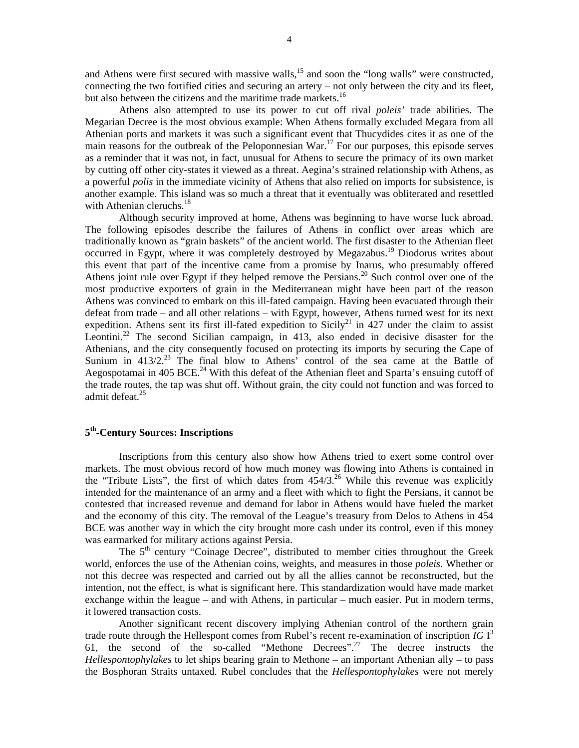and Athens were first secured with massive walls,[15] and soon the "long walls" were constructed, connecting the two fortified cities and securing an artery – not only between the city and its fleet, but also between the citizens and the maritime trade markets.[16]

Athens also attempted to use its power to cut off rival *poleis'* trade abilities. The Megarian Decree is the most obvious example: When Athens formally excluded Megara from all Athenian ports and markets it was such a significant event that Thucydides cites it as one of the main reasons for the outbreak of the Peloponnesian War.[17] For our purposes, this episode serves as a reminder that it was not, in fact, unusual for Athens to secure the primacy of its own market by cutting off other city-states it viewed as a threat. Aegina's strained relationship with Athens, as a powerful *polis* in the immediate vicinity of Athens that also relied on imports for subsistence, is another example. This island was so much a threat that it eventually was obliterated and resettled with Athenian cleruchs.[18]

Although security improved at home, Athens was beginning to have worse luck abroad. The following episodes describe the failures of Athens in conflict over areas which are traditionally known as "grain baskets" of the ancient world. The first disaster to the Athenian fleet occurred in Egypt, where it was completely destroyed by Megazabus.[19] Diodorus writes about this event that part of the incentive came from a promise by Inarus, who presumably offered Athens joint rule over Egypt if they helped remove the Persians.[20] Such control over one of the most productive exporters of grain in the Mediterranean might have been part of the reason Athens was convinced to embark on this ill-fated campaign. Having been evacuated through their defeat from trade – and all other relations – with Egypt, however, Athens turned west for its next expedition. Athens sent its first ill-fated expedition to Sicily[21] in 427 under the claim to assist Leontini.[22] The second Sicilian campaign, in 413, also ended in decisive disaster for the Athenians, and the city consequently focused on protecting its imports by securing the Cape of Sunium in 413/2.[23] The final blow to Athens' control of the sea came at the Battle of Aegospotamai in 405 BCE.[24] With this defeat of the Athenian fleet and Sparta's ensuing cutoff of the trade routes, the tap was shut off. Without grain, the city could not function and was forced to admit defeat.[25]

## 5th-Century Sources: Inscriptions

Inscriptions from this century also show how Athens tried to exert some control over markets. The most obvious record of how much money was flowing into Athens is contained in the "Tribute Lists", the first of which dates from 454/3.[26] While this revenue was explicitly intended for the maintenance of an army and a fleet with which to fight the Persians, it cannot be contested that increased revenue and demand for labor in Athens would have fueled the market and the economy of this city. The removal of the League's treasury from Delos to Athens in 454 BCE was another way in which the city brought more cash under its control, even if this money was earmarked for military actions against Persia.

The 5th century "Coinage Decree", distributed to member cities throughout the Greek world, enforces the use of the Athenian coins, weights, and measures in those *poleis*. Whether or not this decree was respected and carried out by all the allies cannot be reconstructed, but the intention, not the effect, is what is significant here. This standardization would have made market exchange within the league – and with Athens, in particular – much easier. Put in modern terms, it lowered transaction costs.

Another significant recent discovery implying Athenian control of the northern grain trade route through the Hellespont comes from Rubel's recent re-examination of inscription *IG* I[3] 61, the second of the so-called "Methone Decrees".[27] The decree instructs the *Hellespontophylakes* to let ships bearing grain to Methone – an important Athenian ally – to pass the Bosphoran Straits untaxed. Rubel concludes that the *Hellespontophylakes* were not merely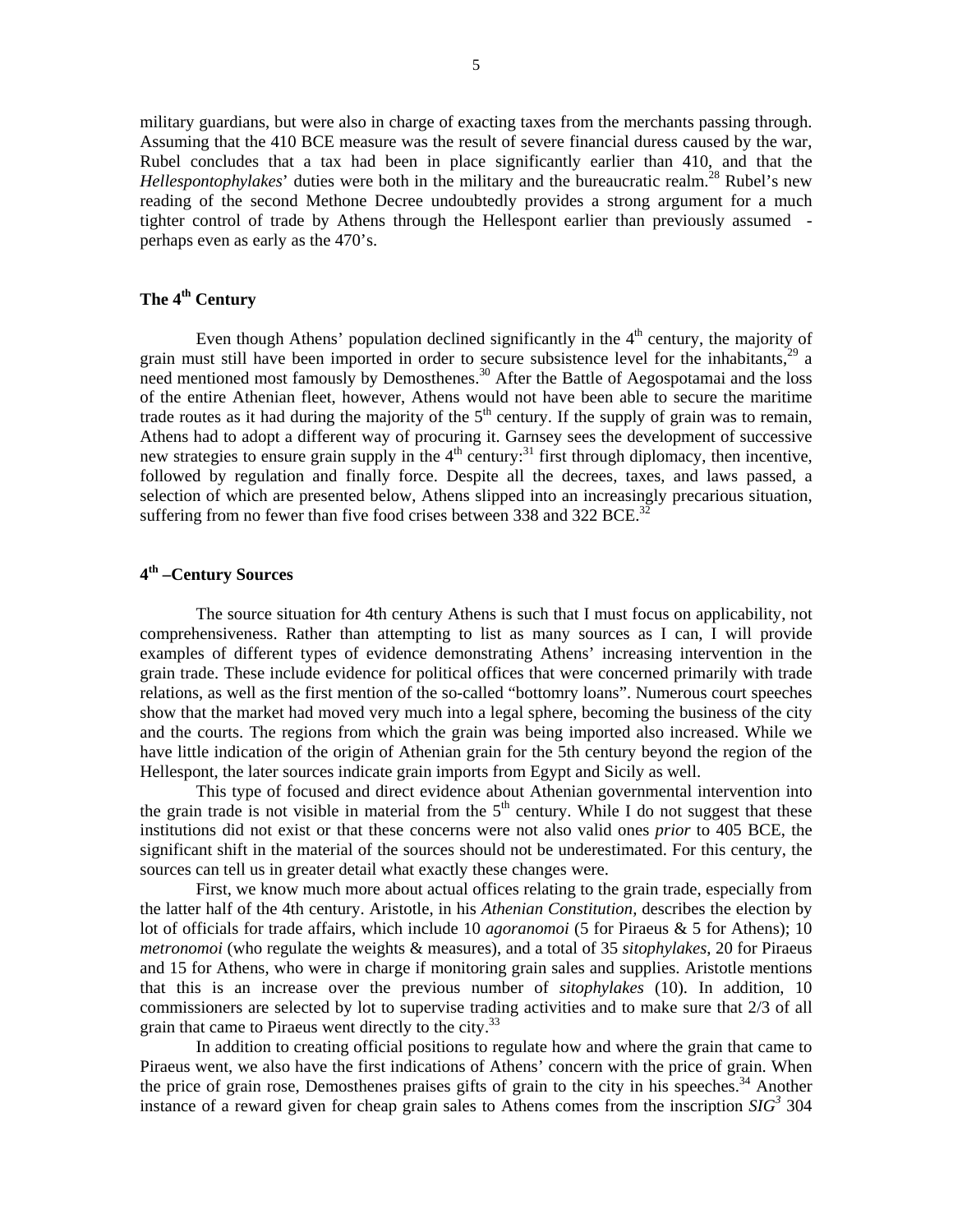military guardians, but were also in charge of exacting taxes from the merchants passing through. Assuming that the 410 BCE measure was the result of severe financial duress caused by the war, Rubel concludes that a tax had been in place significantly earlier than 410, and that the *Hellespontophylakes*' duties were both in the military and the bureaucratic realm.[28] Rubel's new reading of the second Methone Decree undoubtedly provides a strong argument for a much tighter control of trade by Athens through the Hellespont earlier than previously assumed - perhaps even as early as the 470's.

## The 4th Century

Even though Athens' population declined significantly in the 4th century, the majority of grain must still have been imported in order to secure subsistence level for the inhabitants,[29] a need mentioned most famously by Demosthenes.[30] After the Battle of Aegospotamai and the loss of the entire Athenian fleet, however, Athens would not have been able to secure the maritime trade routes as it had during the majority of the 5th century. If the supply of grain was to remain, Athens had to adopt a different way of procuring it. Garnsey sees the development of successive new strategies to ensure grain supply in the 4th century:[31] first through diplomacy, then incentive, followed by regulation and finally force. Despite all the decrees, taxes, and laws passed, a selection of which are presented below, Athens slipped into an increasingly precarious situation, suffering from no fewer than five food crises between 338 and 322 BCE.[32]

## 4th –Century Sources

The source situation for 4th century Athens is such that I must focus on applicability, not comprehensiveness. Rather than attempting to list as many sources as I can, I will provide examples of different types of evidence demonstrating Athens' increasing intervention in the grain trade. These include evidence for political offices that were concerned primarily with trade relations, as well as the first mention of the so-called "bottomry loans". Numerous court speeches show that the market had moved very much into a legal sphere, becoming the business of the city and the courts. The regions from which the grain was being imported also increased. While we have little indication of the origin of Athenian grain for the 5th century beyond the region of the Hellespont, the later sources indicate grain imports from Egypt and Sicily as well.

This type of focused and direct evidence about Athenian governmental intervention into the grain trade is not visible in material from the 5th century. While I do not suggest that these institutions did not exist or that these concerns were not also valid ones *prior* to 405 BCE, the significant shift in the material of the sources should not be underestimated. For this century, the sources can tell us in greater detail what exactly these changes were.

First, we know much more about actual offices relating to the grain trade, especially from the latter half of the 4th century. Aristotle, in his *Athenian Constitution,* describes the election by lot of officials for trade affairs, which include 10 *agoranomoi* (5 for Piraeus & 5 for Athens); 10 *metronomoi* (who regulate the weights & measures), and a total of 35 *sitophylakes*, 20 for Piraeus and 15 for Athens, who were in charge if monitoring grain sales and supplies. Aristotle mentions that this is an increase over the previous number of *sitophylakes* (10). In addition, 10 commissioners are selected by lot to supervise trading activities and to make sure that 2/3 of all grain that came to Piraeus went directly to the city.[33]

In addition to creating official positions to regulate how and where the grain that came to Piraeus went, we also have the first indications of Athens' concern with the price of grain. When the price of grain rose, Demosthenes praises gifts of grain to the city in his speeches.[34] Another instance of a reward given for cheap grain sales to Athens comes from the inscription *SIG*[3] 304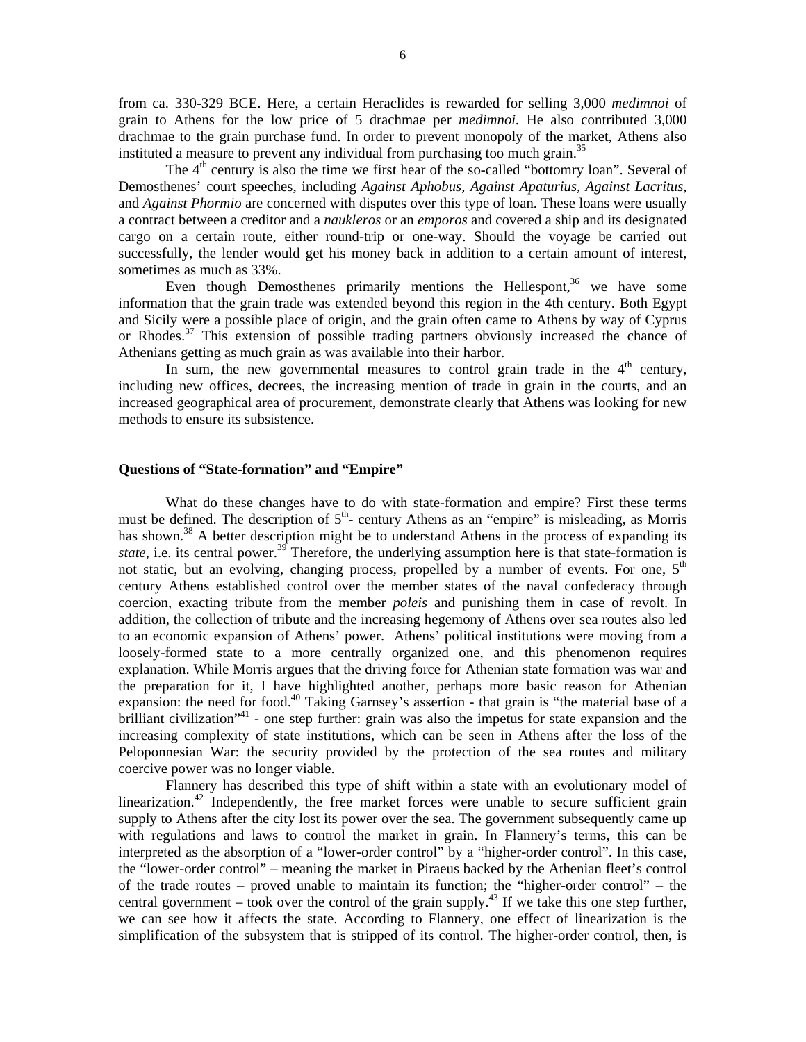from ca. 330-329 BCE. Here, a certain Heraclides is rewarded for selling 3,000 *medimnoi* of grain to Athens for the low price of 5 drachmae per *medimnoi.* He also contributed 3,000 drachmae to the grain purchase fund. In order to prevent monopoly of the market, Athens also instituted a measure to prevent any individual from purchasing too much grain.[35]

The 4th century is also the time we first hear of the so-called "bottomry loan". Several of Demosthenes' court speeches, including *Against Aphobus, Against Apaturius, Against Lacritus,* and *Against Phormio* are concerned with disputes over this type of loan. These loans were usually a contract between a creditor and a *naukleros* or an *emporos* and covered a ship and its designated cargo on a certain route, either round-trip or one-way. Should the voyage be carried out successfully, the lender would get his money back in addition to a certain amount of interest, sometimes as much as 33%.

Even though Demosthenes primarily mentions the Hellespont,[36] we have some information that the grain trade was extended beyond this region in the 4th century. Both Egypt and Sicily were a possible place of origin, and the grain often came to Athens by way of Cyprus or Rhodes.[37] This extension of possible trading partners obviously increased the chance of Athenians getting as much grain as was available into their harbor.

In sum, the new governmental measures to control grain trade in the 4th century, including new offices, decrees, the increasing mention of trade in grain in the courts, and an increased geographical area of procurement, demonstrate clearly that Athens was looking for new methods to ensure its subsistence.

**Questions of "State-formation" and "Empire"**

What do these changes have to do with state-formation and empire? First these terms must be defined. The description of 5th- century Athens as an "empire" is misleading, as Morris has shown.[38] A better description might be to understand Athens in the process of expanding its *state*, i.e. its central power.[39] Therefore, the underlying assumption here is that state-formation is not static, but an evolving, changing process, propelled by a number of events. For one, 5th century Athens established control over the member states of the naval confederacy through coercion, exacting tribute from the member *poleis* and punishing them in case of revolt. In addition, the collection of tribute and the increasing hegemony of Athens over sea routes also led to an economic expansion of Athens' power. Athens' political institutions were moving from a loosely-formed state to a more centrally organized one, and this phenomenon requires explanation. While Morris argues that the driving force for Athenian state formation was war and the preparation for it, I have highlighted another, perhaps more basic reason for Athenian expansion: the need for food.[40] Taking Garnsey's assertion - that grain is "the material base of a brilliant civilization"[41] - one step further: grain was also the impetus for state expansion and the increasing complexity of state institutions, which can be seen in Athens after the loss of the Peloponnesian War: the security provided by the protection of the sea routes and military coercive power was no longer viable.

Flannery has described this type of shift within a state with an evolutionary model of linearization.[42] Independently, the free market forces were unable to secure sufficient grain supply to Athens after the city lost its power over the sea. The government subsequently came up with regulations and laws to control the market in grain. In Flannery's terms, this can be interpreted as the absorption of a "lower-order control" by a "higher-order control". In this case, the "lower-order control" – meaning the market in Piraeus backed by the Athenian fleet's control of the trade routes – proved unable to maintain its function; the "higher-order control" – the central government – took over the control of the grain supply.[43] If we take this one step further, we can see how it affects the state. According to Flannery, one effect of linearization is the simplification of the subsystem that is stripped of its control. The higher-order control, then, is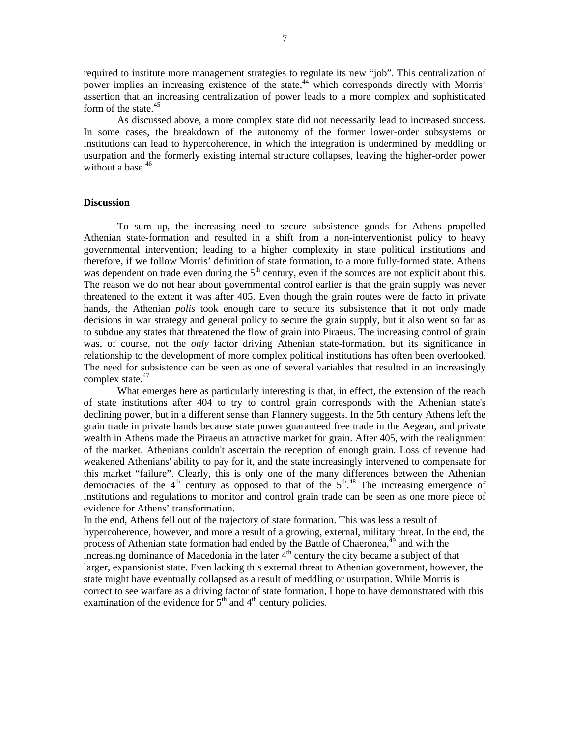required to institute more management strategies to regulate its new "job". This centralization of power implies an increasing existence of the state,[44] which corresponds directly with Morris' assertion that an increasing centralization of power leads to a more complex and sophisticated form of the state.[45]

As discussed above, a more complex state did not necessarily lead to increased success. In some cases, the breakdown of the autonomy of the former lower-order subsystems or institutions can lead to hypercoherence, in which the integration is undermined by meddling or usurpation and the formerly existing internal structure collapses, leaving the higher-order power without a base.[46]

### Discussion

To sum up, the increasing need to secure subsistence goods for Athens propelled Athenian state-formation and resulted in a shift from a non-interventionist policy to heavy governmental intervention; leading to a higher complexity in state political institutions and therefore, if we follow Morris' definition of state formation, to a more fully-formed state. Athens was dependent on trade even during the 5th century, even if the sources are not explicit about this. The reason we do not hear about governmental control earlier is that the grain supply was never threatened to the extent it was after 405. Even though the grain routes were de facto in private hands, the Athenian *polis* took enough care to secure its subsistence that it not only made decisions in war strategy and general policy to secure the grain supply, but it also went so far as to subdue any states that threatened the flow of grain into Piraeus. The increasing control of grain was, of course, not the *only* factor driving Athenian state-formation, but its significance in relationship to the development of more complex political institutions has often been overlooked. The need for subsistence can be seen as one of several variables that resulted in an increasingly complex state.[47]

What emerges here as particularly interesting is that, in effect, the extension of the reach of state institutions after 404 to try to control grain corresponds with the Athenian state's declining power, but in a different sense than Flannery suggests. In the 5th century Athens left the grain trade in private hands because state power guaranteed free trade in the Aegean, and private wealth in Athens made the Piraeus an attractive market for grain. After 405, with the realignment of the market, Athenians couldn't ascertain the reception of enough grain. Loss of revenue had weakened Athenians' ability to pay for it, and the state increasingly intervened to compensate for this market "failure". Clearly, this is only one of the many differences between the Athenian democracies of the 4th century as opposed to that of the 5th.[48] The increasing emergence of institutions and regulations to monitor and control grain trade can be seen as one more piece of evidence for Athens' transformation.

In the end, Athens fell out of the trajectory of state formation. This was less a result of hypercoherence, however, and more a result of a growing, external, military threat. In the end, the process of Athenian state formation had ended by the Battle of Chaeronea,[49] and with the increasing dominance of Macedonia in the later 4th century the city became a subject of that larger, expansionist state. Even lacking this external threat to Athenian government, however, the state might have eventually collapsed as a result of meddling or usurpation. While Morris is correct to see warfare as a driving factor of state formation, I hope to have demonstrated with this examination of the evidence for 5th and 4th century policies.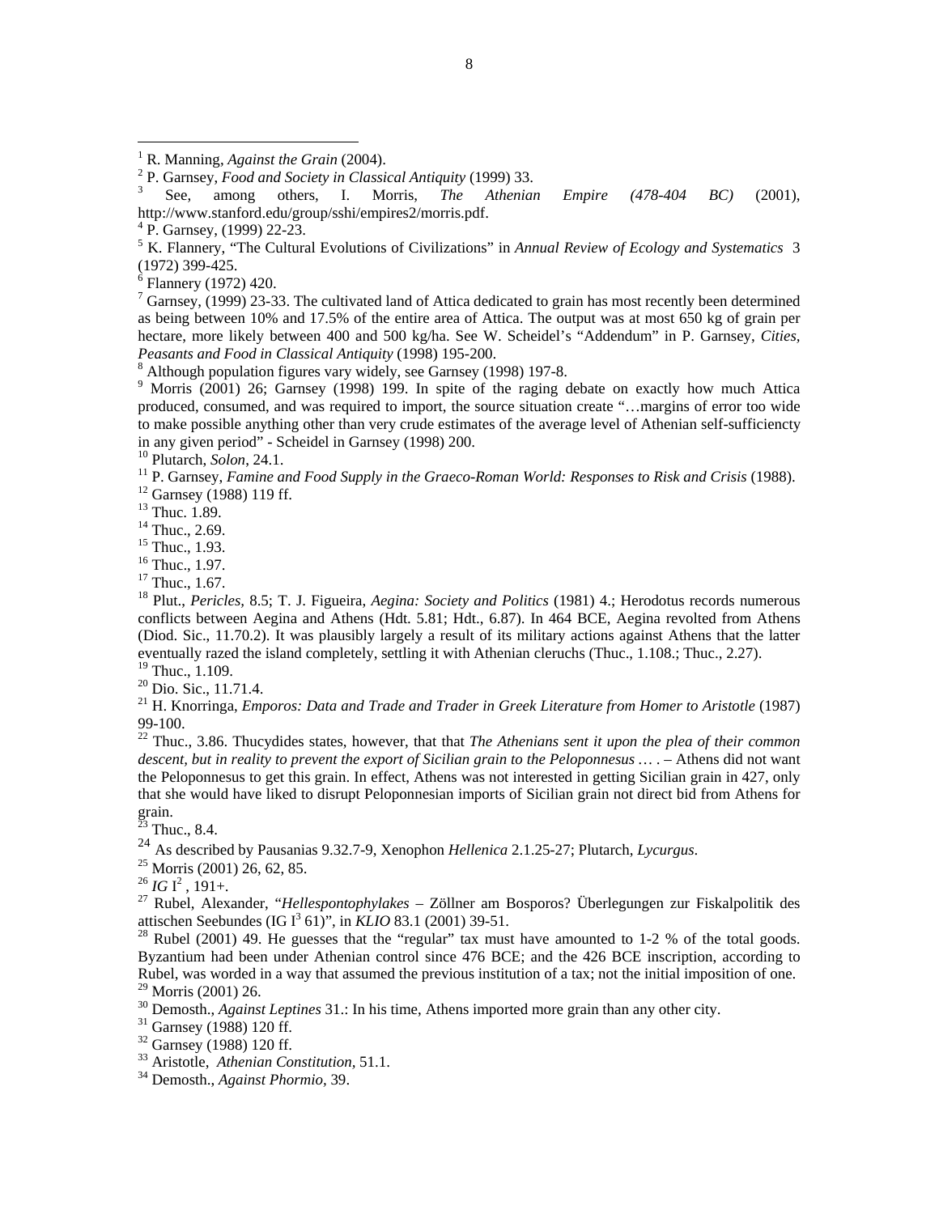[1] R. Manning, *Against the Grain* (2004).

[2] P. Garnsey, *Food and Society in Classical Antiquity* (1999) 33.

[3] See, among others, I. Morris, *The Athenian Empire (478-404 BC)* (2001), http://www.stanford.edu/group/sshi/empires2/morris.pdf.

[4] P. Garnsey, (1999) 22-23.

[5] K. Flannery, "The Cultural Evolutions of Civilizations" in *Annual Review of Ecology and Systematics* 3 (1972) 399-425.

[6] Flannery (1972) 420.

[7] Garnsey, (1999) 23-33. The cultivated land of Attica dedicated to grain has most recently been determined as being between 10% and 17.5% of the entire area of Attica. The output was at most 650 kg of grain per hectare, more likely between 400 and 500 kg/ha. See W. Scheidel's "Addendum" in P. Garnsey, *Cities, Peasants and Food in Classical Antiquity* (1998) 195-200.

[8] Although population figures vary widely, see Garnsey (1998) 197-8.

[9] Morris (2001) 26; Garnsey (1998) 199. In spite of the raging debate on exactly how much Attica produced, consumed, and was required to import, the source situation create "…margins of error too wide to make possible anything other than very crude estimates of the average level of Athenian self-sufficiencty in any given period" - Scheidel in Garnsey (1998) 200.

[10] Plutarch, *Solon*, 24.1.

[11] P. Garnsey, *Famine and Food Supply in the Graeco-Roman World: Responses to Risk and Crisis* (1988).

[12] Garnsey (1988) 119 ff.

[13] Thuc. 1.89.

[14] Thuc., 2.69.

[15] Thuc., 1.93.

[16] Thuc., 1.97.

[17] Thuc., 1.67.

[18] Plut., *Pericles*, 8.5; T. J. Figueira, *Aegina: Society and Politics* (1981) 4.; Herodotus records numerous conflicts between Aegina and Athens (Hdt. 5.81; Hdt., 6.87). In 464 BCE, Aegina revolted from Athens (Diod. Sic., 11.70.2). It was plausibly largely a result of its military actions against Athens that the latter eventually razed the island completely, settling it with Athenian cleruchs (Thuc., 1.108.; Thuc., 2.27).

[19] Thuc., 1.109.

[20] Dio. Sic., 11.71.4.

[21] H. Knorringa, *Emporos: Data and Trade and Trader in Greek Literature from Homer to Aristotle* (1987) 99-100.

[22] Thuc., 3.86. Thucydides states, however, that that *The Athenians sent it upon the plea of their common descent, but in reality to prevent the export of Sicilian grain to the Peloponnesus* … . – Athens did not want the Peloponnesus to get this grain. In effect, Athens was not interested in getting Sicilian grain in 427, only that she would have liked to disrupt Peloponnesian imports of Sicilian grain not direct bid from Athens for grain.

[23] Thuc., 8.4.

[24] As described by Pausanias 9.32.7-9, Xenophon *Hellenica* 2.1.25-27; Plutarch, *Lycurgus*.

[25] Morris (2001) 26, 62, 85.

[26] *IG* I$^2$ , 191+.

[27] Rubel, Alexander, "*Hellespontophylakes* – Zöllner am Bosporos? Überlegungen zur Fiskalpolitik des attischen Seebundes (IG I$^3$ 61)", in *KLIO* 83.1 (2001) 39-51.

[28] Rubel (2001) 49. He guesses that the "regular" tax must have amounted to 1-2 % of the total goods. Byzantium had been under Athenian control since 476 BCE; and the 426 BCE inscription, according to Rubel, was worded in a way that assumed the previous institution of a tax; not the initial imposition of one.

[29] Morris (2001) 26.

[30] Demosth., *Against Leptines* 31.: In his time, Athens imported more grain than any other city.

[31] Garnsey (1988) 120 ff.

[32] Garnsey (1988) 120 ff.

[33] Aristotle, *Athenian Constitution*, 51.1.

[34] Demosth., *Against Phormio*, 39.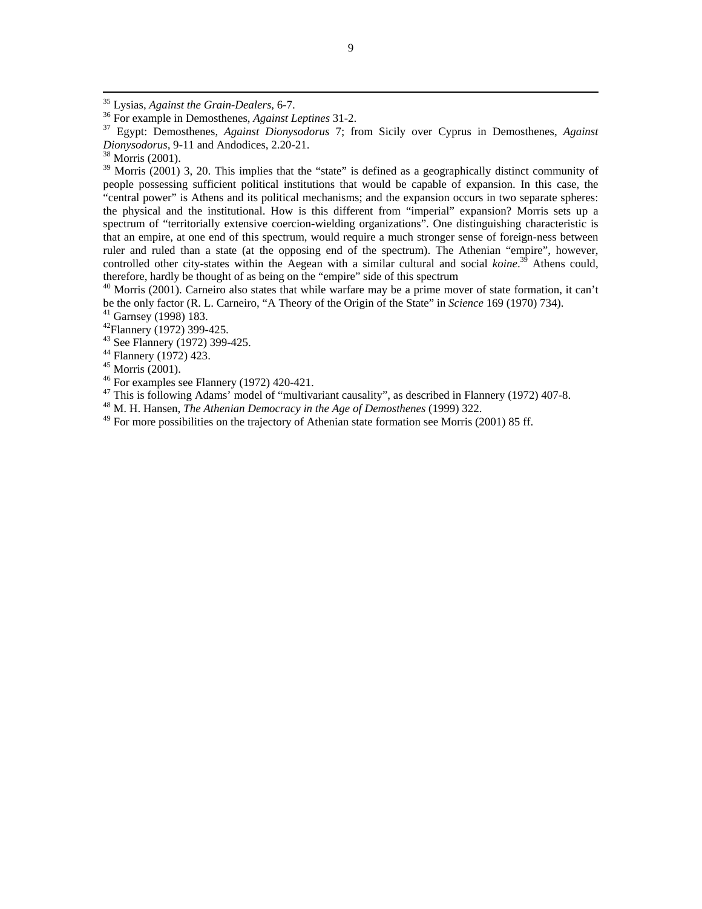[35] Lysias, *Against the Grain-Dealers*, 6-7.

[36] For example in Demosthenes, *Against Leptines* 31-2.

[37] Egypt: Demosthenes, *Against Dionysodorus* 7; from Sicily over Cyprus in Demosthenes, *Against Dionysodorus*, 9-11 and Andodices, 2.20-21.

[38] Morris (2001).

[39] Morris (2001) 3, 20. This implies that the "state" is defined as a geographically distinct community of people possessing sufficient political institutions that would be capable of expansion. In this case, the "central power" is Athens and its political mechanisms; and the expansion occurs in two separate spheres: the physical and the institutional. How is this different from "imperial" expansion? Morris sets up a spectrum of "territorially extensive coercion-wielding organizations". One distinguishing characteristic is that an empire, at one end of this spectrum, would require a much stronger sense of foreign-ness between ruler and ruled than a state (at the opposing end of the spectrum). The Athenian "empire", however, controlled other city-states within the Aegean with a similar cultural and social *koine*.[39] Athens could, therefore, hardly be thought of as being on the "empire" side of this spectrum

[40] Morris (2001). Carneiro also states that while warfare may be a prime mover of state formation, it can't be the only factor (R. L. Carneiro, "A Theory of the Origin of the State" in *Science* 169 (1970) 734).

[41] Garnsey (1998) 183.

[42] Flannery (1972) 399-425.

[43] See Flannery (1972) 399-425.

[44] Flannery (1972) 423.

[45] Morris (2001).

[46] For examples see Flannery (1972) 420-421.

[47] This is following Adams' model of "multivariant causality", as described in Flannery (1972) 407-8.

[48] M. H. Hansen, *The Athenian Democracy in the Age of Demosthenes* (1999) 322.

[49] For more possibilities on the trajectory of Athenian state formation see Morris (2001) 85 ff.